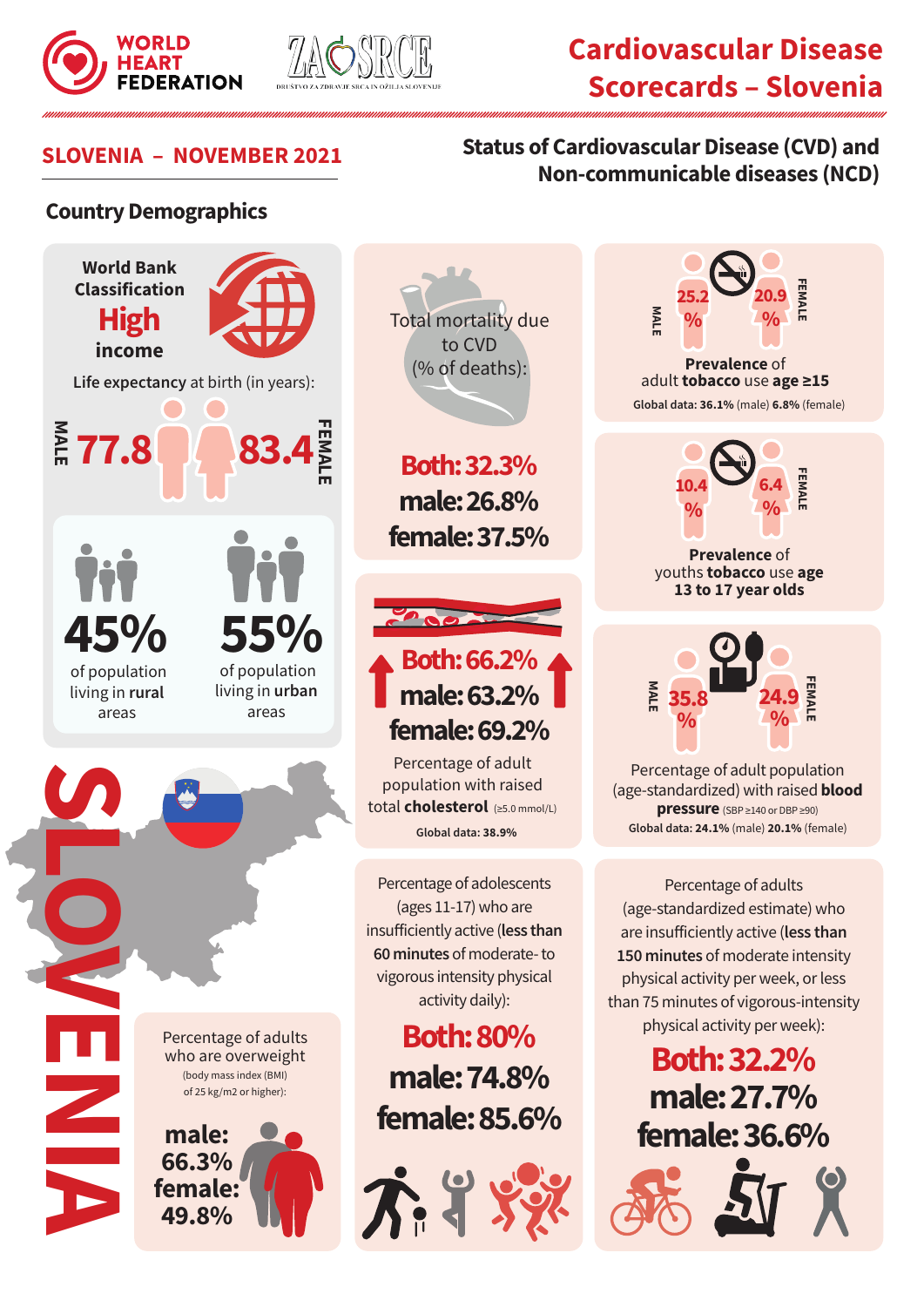WORLD HEART FEDERATION

ZA SRCE — DRUŠTVO ZA ZDRAVJE SRCA IN OŽILJA SLOVENIJE

# Cardiovascular Disease Scorecards – Slovenia

## SLOVENIA – NOVEMBER 2021

## Status of Cardiovascular Disease (CVD) and Non-communicable diseases (NCD)

### Country Demographics

**World Bank Classification**
**High income**

**Life expectancy** at birth (in years):

MALE **77.8** | **83.4** FEMALE

**45%** of population living in **rural** areas

**55%** of population living in **urban** areas

SLOVENIA

Total mortality due to CVD (% of deaths):

**Both: 32.3%**
**male: 26.8%**
**female: 37.5%**

**Both: 66.2%**
**male: 63.2%**
**female: 69.2%**

Percentage of adult population with raised total **cholesterol** (≥5.0 mmol/L)

**Global data: 38.9%**

MALE **25.2 %** | **20.9 %** FEMALE

**Prevalence** of adult **tobacco** use **age ≥15**

**Global data: 36.1%** (male) **6.8%** (female)

MALE **10.4 %** | **6.4 %** FEMALE

**Prevalence** of youths **tobacco** use **age 13 to 17 year olds**

MALE **35.8 %** | **24.9 %** FEMALE

Percentage of adult population (age-standardized) with raised **blood pressure** (SBP ≥140 or DBP ≥90)

**Global data: 24.1%** (male) **20.1%** (female)

Percentage of adults who are overweight (body mass index (BMI) of 25 kg/m2 or higher):

**male: 66.3%**
**female: 49.8%**

Percentage of adolescents (ages 11-17) who are insufficiently active (**less than 60 minutes** of moderate- to vigorous intensity physical activity daily):

**Both: 80%**
**male: 74.8%**
**female: 85.6%**

Percentage of adults (age-standardized estimate) who are insufficiently active (**less than 150 minutes** of moderate intensity physical activity per week, or less than 75 minutes of vigorous-intensity physical activity per week):

**Both: 32.2%**
**male: 27.7%**
**female: 36.6%**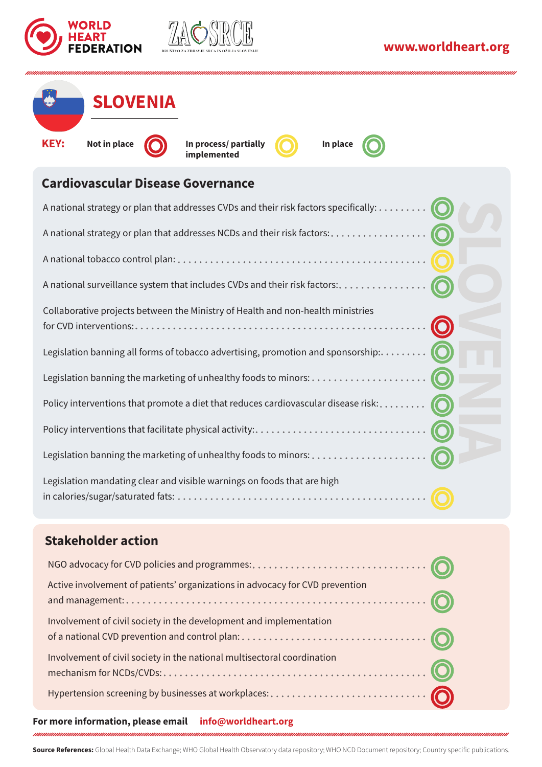WORLD HEART FEDERATION

ZAOSRCE — DRUŠTVO ZA ZDRAVJE SRCA IN OŽILJA SLOVENIJE

www.worldheart.org

# SLOVENIA

**KEY:** Not in place (red) | In process/ partially implemented (yellow) | In place (green)

## Cardiovascular Disease Governance

| Indicator | Status |
|---|---|
| A national strategy or plan that addresses CVDs and their risk factors specifically: | In place |
| A national strategy or plan that addresses NCDs and their risk factors: | In place |
| A national tobacco control plan: | In process/ partially implemented |
| A national surveillance system that includes CVDs and their risk factors: | In place |
| Collaborative projects between the Ministry of Health and non-health ministries for CVD interventions: | Not in place |
| Legislation banning all forms of tobacco advertising, promotion and sponsorship: | In place |
| Legislation banning the marketing of unhealthy foods to minors: | In place |
| Policy interventions that promote a diet that reduces cardiovascular disease risk: | In place |
| Policy interventions that facilitate physical activity: | In place |
| Legislation banning the marketing of unhealthy foods to minors: | In place |
| Legislation mandating clear and visible warnings on foods that are high in calories/sugar/saturated fats: | In process/ partially implemented |

## Stakeholder action

| Indicator | Status |
|---|---|
| NGO advocacy for CVD policies and programmes: | In place |
| Active involvement of patients' organizations in advocacy for CVD prevention and management: | In place |
| Involvement of civil society in the development and implementation of a national CVD prevention and control plan: | In place |
| Involvement of civil society in the national multisectoral coordination mechanism for NCDs/CVDs: | In place |
| Hypertension screening by businesses at workplaces: | Not in place |

**For more information, please email** info@worldheart.org

**Source References:** Global Health Data Exchange; WHO Global Health Observatory data repository; WHO NCD Document repository; Country specific publications.